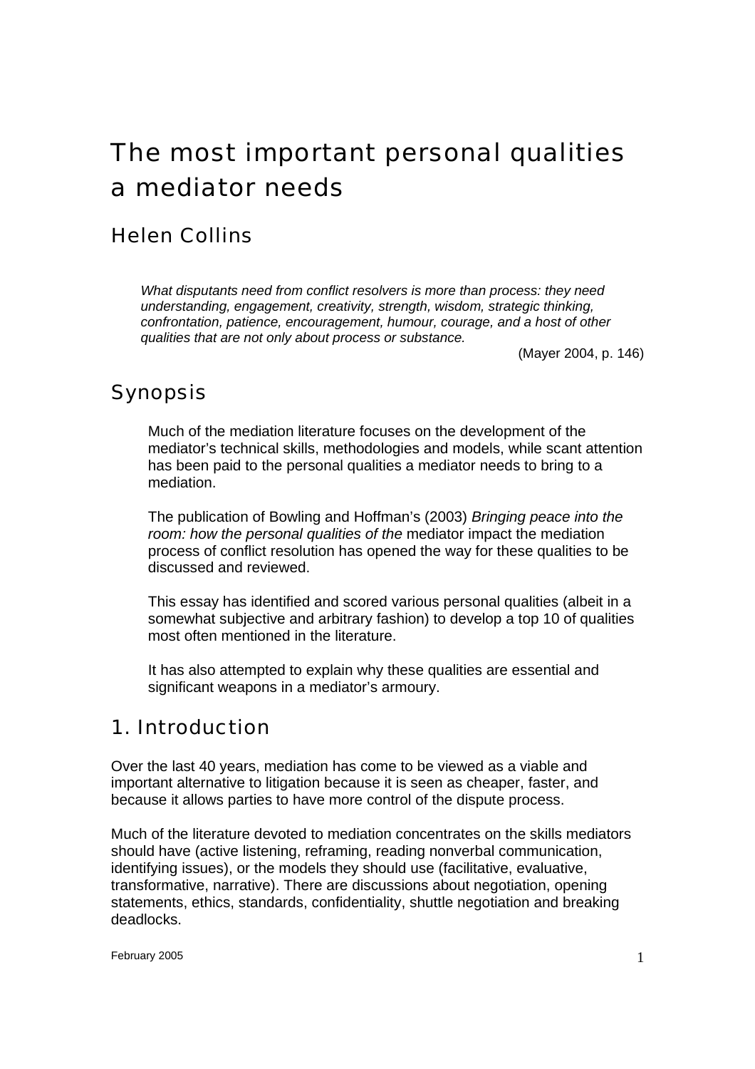# The most important personal qualities a mediator needs

## Helen Collins

> *What disputants need from conflict resolvers is more than process: they need understanding, engagement, creativity, strength, wisdom, strategic thinking, confrontation, patience, encouragement, humour, courage, and a host of other qualities that are not only about process or substance.*
>
> (Mayer 2004, p. 146)

## Synopsis

Much of the mediation literature focuses on the development of the mediator's technical skills, methodologies and models, while scant attention has been paid to the personal qualities a mediator needs to bring to a mediation.

The publication of Bowling and Hoffman's (2003) *Bringing peace into the room: how the personal qualities of the* mediator impact the mediation process of conflict resolution has opened the way for these qualities to be discussed and reviewed.

This essay has identified and scored various personal qualities (albeit in a somewhat subjective and arbitrary fashion) to develop a top 10 of qualities most often mentioned in the literature.

It has also attempted to explain why these qualities are essential and significant weapons in a mediator's armoury.

## 1. Introduction

Over the last 40 years, mediation has come to be viewed as a viable and important alternative to litigation because it is seen as cheaper, faster, and because it allows parties to have more control of the dispute process.

Much of the literature devoted to mediation concentrates on the skills mediators should have (active listening, reframing, reading nonverbal communication, identifying issues), or the models they should use (facilitative, evaluative, transformative, narrative). There are discussions about negotiation, opening statements, ethics, standards, confidentiality, shuttle negotiation and breaking deadlocks.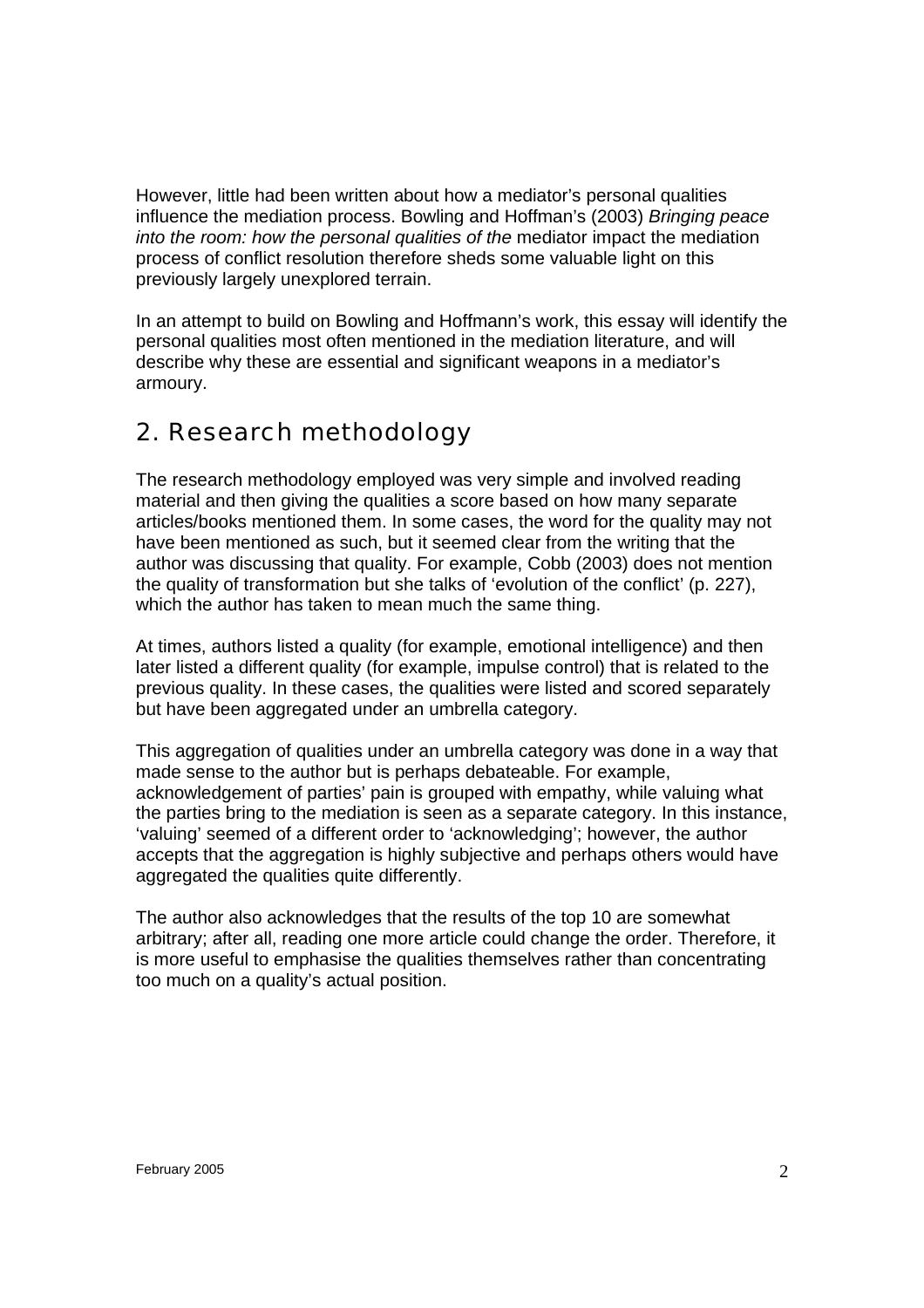However, little had been written about how a mediator's personal qualities influence the mediation process. Bowling and Hoffman's (2003) *Bringing peace into the room: how the personal qualities of the* mediator impact the mediation process of conflict resolution therefore sheds some valuable light on this previously largely unexplored terrain.

In an attempt to build on Bowling and Hoffmann's work, this essay will identify the personal qualities most often mentioned in the mediation literature, and will describe why these are essential and significant weapons in a mediator's armoury.

## 2. Research methodology

The research methodology employed was very simple and involved reading material and then giving the qualities a score based on how many separate articles/books mentioned them. In some cases, the word for the quality may not have been mentioned as such, but it seemed clear from the writing that the author was discussing that quality. For example, Cobb (2003) does not mention the quality of transformation but she talks of 'evolution of the conflict' (p. 227), which the author has taken to mean much the same thing.

At times, authors listed a quality (for example, emotional intelligence) and then later listed a different quality (for example, impulse control) that is related to the previous quality. In these cases, the qualities were listed and scored separately but have been aggregated under an umbrella category.

This aggregation of qualities under an umbrella category was done in a way that made sense to the author but is perhaps debateable. For example, acknowledgement of parties' pain is grouped with empathy, while valuing what the parties bring to the mediation is seen as a separate category. In this instance, 'valuing' seemed of a different order to 'acknowledging'; however, the author accepts that the aggregation is highly subjective and perhaps others would have aggregated the qualities quite differently.

The author also acknowledges that the results of the top 10 are somewhat arbitrary; after all, reading one more article could change the order. Therefore, it is more useful to emphasise the qualities themselves rather than concentrating too much on a quality's actual position.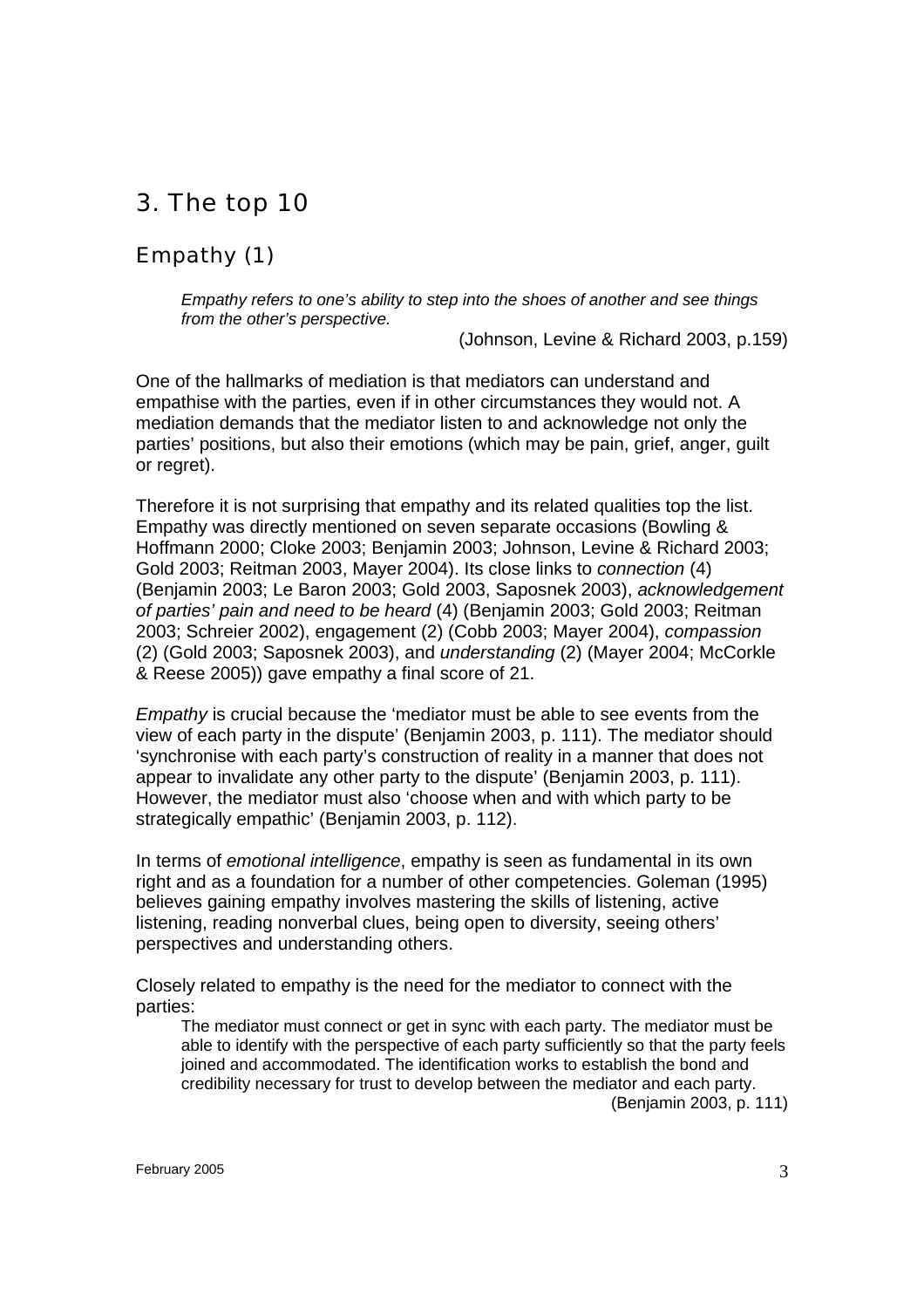## 3. The top 10

### Empathy (1)

> *Empathy refers to one's ability to step into the shoes of another and see things from the other's perspective.*
>
> (Johnson, Levine & Richard 2003, p.159)

One of the hallmarks of mediation is that mediators can understand and empathise with the parties, even if in other circumstances they would not. A mediation demands that the mediator listen to and acknowledge not only the parties' positions, but also their emotions (which may be pain, grief, anger, guilt or regret).

Therefore it is not surprising that empathy and its related qualities top the list. Empathy was directly mentioned on seven separate occasions (Bowling & Hoffmann 2000; Cloke 2003; Benjamin 2003; Johnson, Levine & Richard 2003; Gold 2003; Reitman 2003, Mayer 2004). Its close links to *connection* (4) (Benjamin 2003; Le Baron 2003; Gold 2003, Saposnek 2003), *acknowledgement of parties' pain and need to be heard* (4) (Benjamin 2003; Gold 2003; Reitman 2003; Schreier 2002), engagement (2) (Cobb 2003; Mayer 2004), *compassion* (2) (Gold 2003; Saposnek 2003), and *understanding* (2) (Mayer 2004; McCorkle & Reese 2005)) gave empathy a final score of 21.

*Empathy* is crucial because the 'mediator must be able to see events from the view of each party in the dispute' (Benjamin 2003, p. 111). The mediator should 'synchronise with each party's construction of reality in a manner that does not appear to invalidate any other party to the dispute' (Benjamin 2003, p. 111). However, the mediator must also 'choose when and with which party to be strategically empathic' (Benjamin 2003, p. 112).

In terms of *emotional intelligence*, empathy is seen as fundamental in its own right and as a foundation for a number of other competencies. Goleman (1995) believes gaining empathy involves mastering the skills of listening, active listening, reading nonverbal clues, being open to diversity, seeing others' perspectives and understanding others.

Closely related to empathy is the need for the mediator to connect with the parties:

> The mediator must connect or get in sync with each party. The mediator must be able to identify with the perspective of each party sufficiently so that the party feels joined and accommodated. The identification works to establish the bond and credibility necessary for trust to develop between the mediator and each party.
>
> (Benjamin 2003, p. 111)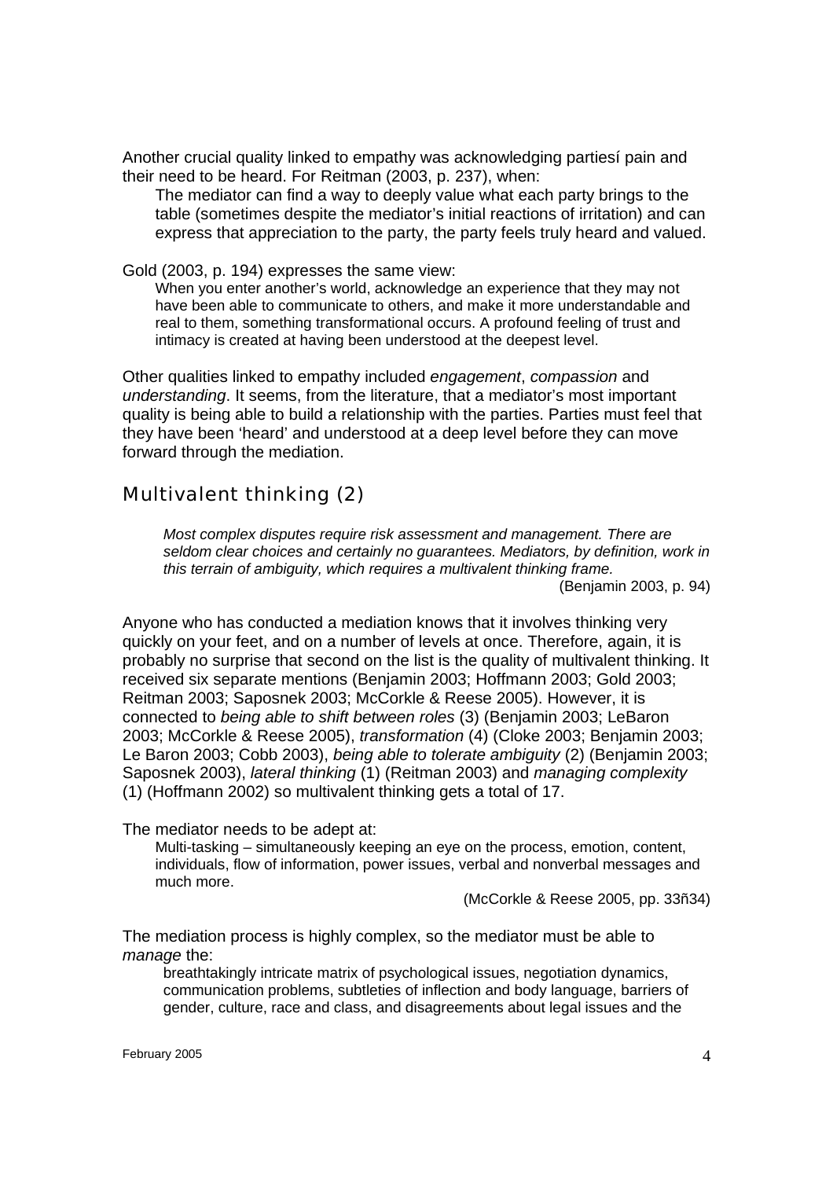Another crucial quality linked to empathy was acknowledging partiesí pain and their need to be heard. For Reitman (2003, p. 237), when:

> The mediator can find a way to deeply value what each party brings to the table (sometimes despite the mediator's initial reactions of irritation) and can express that appreciation to the party, the party feels truly heard and valued.

Gold (2003, p. 194) expresses the same view:

> When you enter another's world, acknowledge an experience that they may not have been able to communicate to others, and make it more understandable and real to them, something transformational occurs. A profound feeling of trust and intimacy is created at having been understood at the deepest level.

Other qualities linked to empathy included *engagement*, *compassion* and *understanding*. It seems, from the literature, that a mediator's most important quality is being able to build a relationship with the parties. Parties must feel that they have been 'heard' and understood at a deep level before they can move forward through the mediation.

## Multivalent thinking (2)

> *Most complex disputes require risk assessment and management. There are seldom clear choices and certainly no guarantees. Mediators, by definition, work in this terrain of ambiguity, which requires a multivalent thinking frame.*
>
> (Benjamin 2003, p. 94)

Anyone who has conducted a mediation knows that it involves thinking very quickly on your feet, and on a number of levels at once. Therefore, again, it is probably no surprise that second on the list is the quality of multivalent thinking. It received six separate mentions (Benjamin 2003; Hoffmann 2003; Gold 2003; Reitman 2003; Saposnek 2003; McCorkle & Reese 2005). However, it is connected to *being able to shift between roles* (3) (Benjamin 2003; LeBaron 2003; McCorkle & Reese 2005), *transformation* (4) (Cloke 2003; Benjamin 2003; Le Baron 2003; Cobb 2003), *being able to tolerate ambiguity* (2) (Benjamin 2003; Saposnek 2003), *lateral thinking* (1) (Reitman 2003) and *managing complexity* (1) (Hoffmann 2002) so multivalent thinking gets a total of 17.

The mediator needs to be adept at:

> Multi-tasking – simultaneously keeping an eye on the process, emotion, content, individuals, flow of information, power issues, verbal and nonverbal messages and much more.
>
> (McCorkle & Reese 2005, pp. 33ñ34)

The mediation process is highly complex, so the mediator must be able to *manage* the:

> breathtakingly intricate matrix of psychological issues, negotiation dynamics, communication problems, subtleties of inflection and body language, barriers of gender, culture, race and class, and disagreements about legal issues and the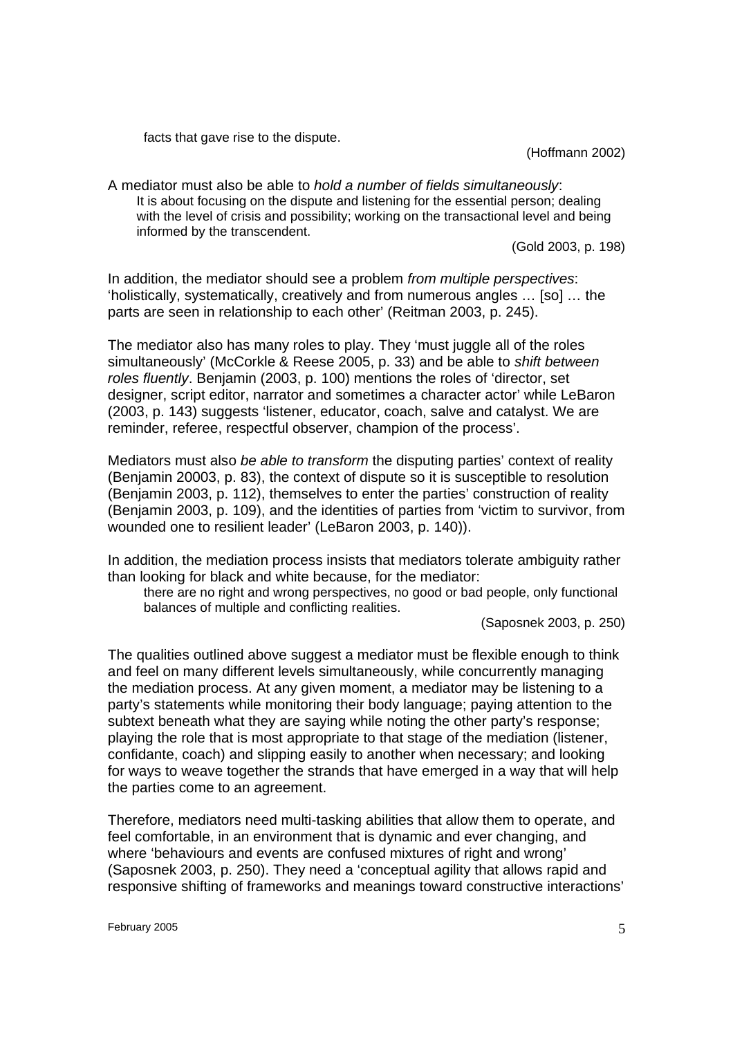facts that gave rise to the dispute.

(Hoffmann 2002)

A mediator must also be able to *hold a number of fields simultaneously*:

> It is about focusing on the dispute and listening for the essential person; dealing with the level of crisis and possibility; working on the transactional level and being informed by the transcendent.
>
> (Gold 2003, p. 198)

In addition, the mediator should see a problem *from multiple perspectives*: 'holistically, systematically, creatively and from numerous angles … [so] … the parts are seen in relationship to each other' (Reitman 2003, p. 245).

The mediator also has many roles to play. They 'must juggle all of the roles simultaneously' (McCorkle & Reese 2005, p. 33) and be able to *shift between roles fluently*. Benjamin (2003, p. 100) mentions the roles of 'director, set designer, script editor, narrator and sometimes a character actor' while LeBaron (2003, p. 143) suggests 'listener, educator, coach, salve and catalyst. We are reminder, referee, respectful observer, champion of the process'.

Mediators must also *be able to transform* the disputing parties' context of reality (Benjamin 20003, p. 83), the context of dispute so it is susceptible to resolution (Benjamin 2003, p. 112), themselves to enter the parties' construction of reality (Benjamin 2003, p. 109), and the identities of parties from 'victim to survivor, from wounded one to resilient leader' (LeBaron 2003, p. 140)).

In addition, the mediation process insists that mediators tolerate ambiguity rather than looking for black and white because, for the mediator:

> there are no right and wrong perspectives, no good or bad people, only functional balances of multiple and conflicting realities.
>
> (Saposnek 2003, p. 250)

The qualities outlined above suggest a mediator must be flexible enough to think and feel on many different levels simultaneously, while concurrently managing the mediation process. At any given moment, a mediator may be listening to a party's statements while monitoring their body language; paying attention to the subtext beneath what they are saying while noting the other party's response; playing the role that is most appropriate to that stage of the mediation (listener, confidante, coach) and slipping easily to another when necessary; and looking for ways to weave together the strands that have emerged in a way that will help the parties come to an agreement.

Therefore, mediators need multi-tasking abilities that allow them to operate, and feel comfortable, in an environment that is dynamic and ever changing, and where 'behaviours and events are confused mixtures of right and wrong' (Saposnek 2003, p. 250). They need a 'conceptual agility that allows rapid and responsive shifting of frameworks and meanings toward constructive interactions'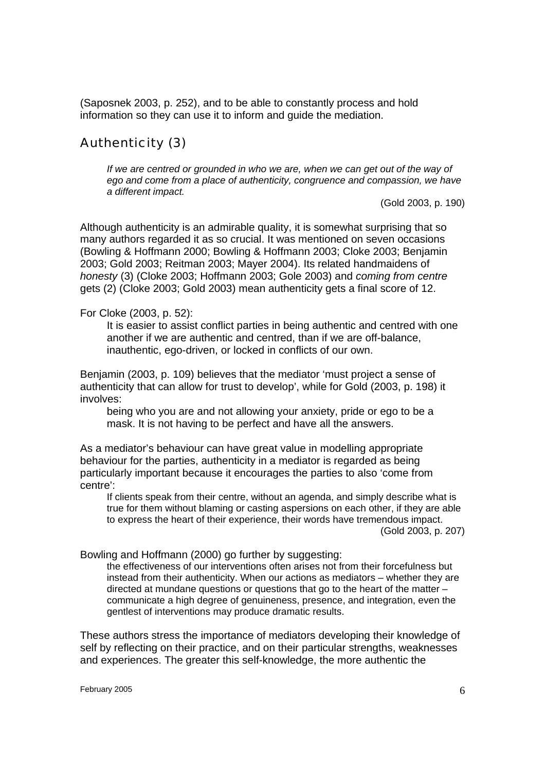(Saposnek 2003, p. 252), and to be able to constantly process and hold information so they can use it to inform and guide the mediation.

## Authenticity (3)

> *If we are centred or grounded in who we are, when we can get out of the way of ego and come from a place of authenticity, congruence and compassion, we have a different impact.*
>
> (Gold 2003, p. 190)

Although authenticity is an admirable quality, it is somewhat surprising that so many authors regarded it as so crucial. It was mentioned on seven occasions (Bowling & Hoffmann 2000; Bowling & Hoffmann 2003; Cloke 2003; Benjamin 2003; Gold 2003; Reitman 2003; Mayer 2004). Its related handmaidens of *honesty* (3) (Cloke 2003; Hoffmann 2003; Gole 2003) and *coming from centre* gets (2) (Cloke 2003; Gold 2003) mean authenticity gets a final score of 12.

For Cloke (2003, p. 52):

> It is easier to assist conflict parties in being authentic and centred with one another if we are authentic and centred, than if we are off-balance, inauthentic, ego-driven, or locked in conflicts of our own.

Benjamin (2003, p. 109) believes that the mediator 'must project a sense of authenticity that can allow for trust to develop', while for Gold (2003, p. 198) it involves:

> being who you are and not allowing your anxiety, pride or ego to be a mask. It is not having to be perfect and have all the answers.

As a mediator's behaviour can have great value in modelling appropriate behaviour for the parties, authenticity in a mediator is regarded as being particularly important because it encourages the parties to also 'come from centre':

> If clients speak from their centre, without an agenda, and simply describe what is true for them without blaming or casting aspersions on each other, if they are able to express the heart of their experience, their words have tremendous impact.
>
> (Gold 2003, p. 207)

Bowling and Hoffmann (2000) go further by suggesting:

> the effectiveness of our interventions often arises not from their forcefulness but instead from their authenticity. When our actions as mediators – whether they are directed at mundane questions or questions that go to the heart of the matter – communicate a high degree of genuineness, presence, and integration, even the gentlest of interventions may produce dramatic results.

These authors stress the importance of mediators developing their knowledge of self by reflecting on their practice, and on their particular strengths, weaknesses and experiences. The greater this self-knowledge, the more authentic the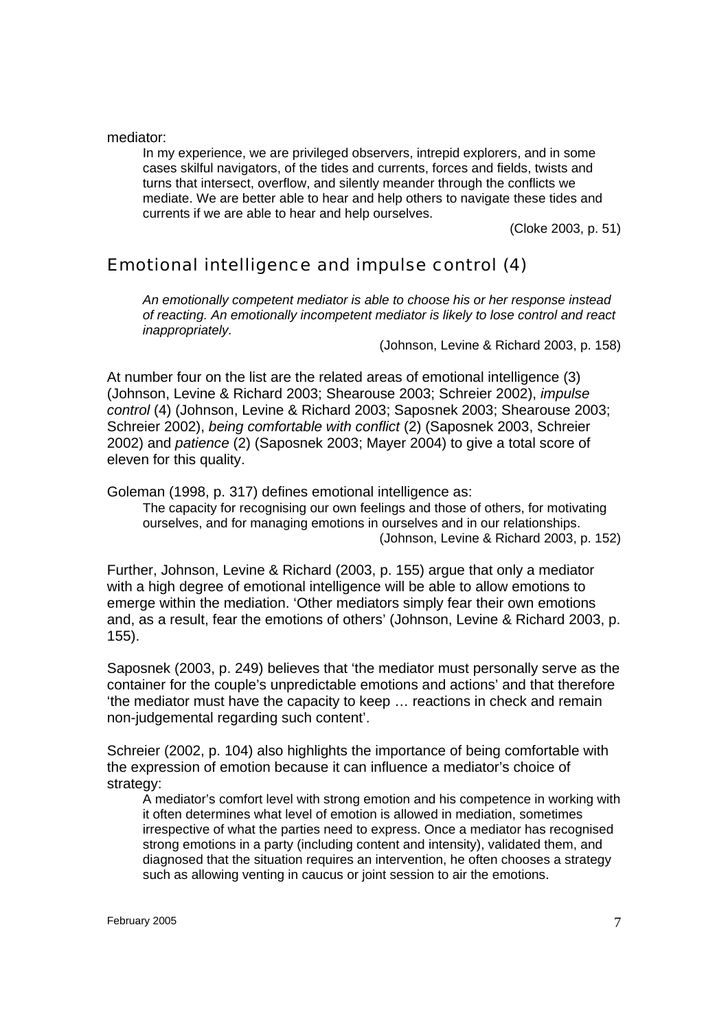mediator:

> In my experience, we are privileged observers, intrepid explorers, and in some cases skilful navigators, of the tides and currents, forces and fields, twists and turns that intersect, overflow, and silently meander through the conflicts we mediate. We are better able to hear and help others to navigate these tides and currents if we are able to hear and help ourselves.
>
> (Cloke 2003, p. 51)

## Emotional intelligence and impulse control (4)

> *An emotionally competent mediator is able to choose his or her response instead of reacting. An emotionally incompetent mediator is likely to lose control and react inappropriately.*
>
> (Johnson, Levine & Richard 2003, p. 158)

At number four on the list are the related areas of emotional intelligence (3) (Johnson, Levine & Richard 2003; Shearouse 2003; Schreier 2002), *impulse control* (4) (Johnson, Levine & Richard 2003; Saposnek 2003; Shearouse 2003; Schreier 2002), *being comfortable with conflict* (2) (Saposnek 2003, Schreier 2002) and *patience* (2) (Saposnek 2003; Mayer 2004) to give a total score of eleven for this quality.

Goleman (1998, p. 317) defines emotional intelligence as:

> The capacity for recognising our own feelings and those of others, for motivating ourselves, and for managing emotions in ourselves and in our relationships.
>
> (Johnson, Levine & Richard 2003, p. 152)

Further, Johnson, Levine & Richard (2003, p. 155) argue that only a mediator with a high degree of emotional intelligence will be able to allow emotions to emerge within the mediation. 'Other mediators simply fear their own emotions and, as a result, fear the emotions of others' (Johnson, Levine & Richard 2003, p. 155).

Saposnek (2003, p. 249) believes that 'the mediator must personally serve as the container for the couple's unpredictable emotions and actions' and that therefore 'the mediator must have the capacity to keep … reactions in check and remain non-judgemental regarding such content'.

Schreier (2002, p. 104) also highlights the importance of being comfortable with the expression of emotion because it can influence a mediator's choice of strategy:

> A mediator's comfort level with strong emotion and his competence in working with it often determines what level of emotion is allowed in mediation, sometimes irrespective of what the parties need to express. Once a mediator has recognised strong emotions in a party (including content and intensity), validated them, and diagnosed that the situation requires an intervention, he often chooses a strategy such as allowing venting in caucus or joint session to air the emotions.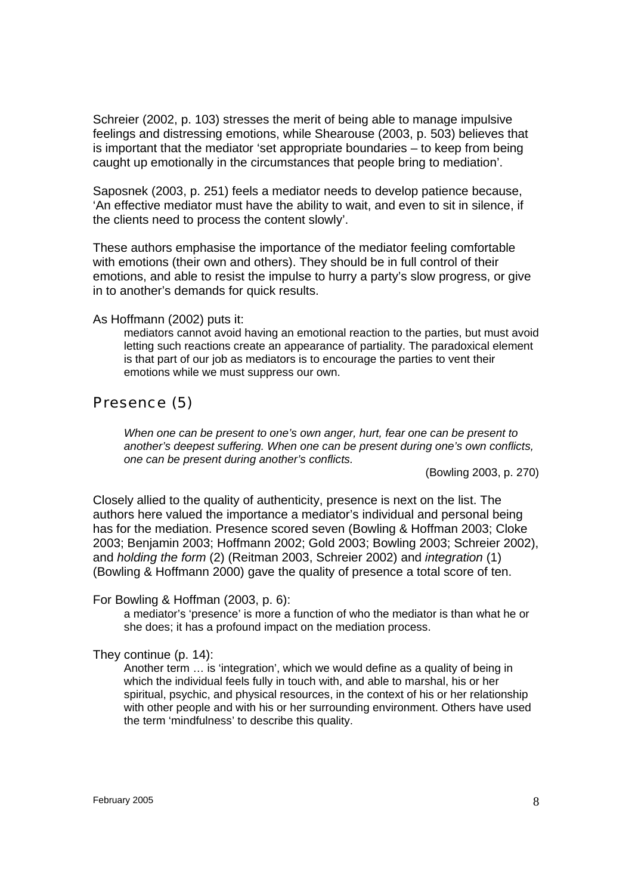Schreier (2002, p. 103) stresses the merit of being able to manage impulsive feelings and distressing emotions, while Shearouse (2003, p. 503) believes that is important that the mediator 'set appropriate boundaries – to keep from being caught up emotionally in the circumstances that people bring to mediation'.

Saposnek (2003, p. 251) feels a mediator needs to develop patience because, 'An effective mediator must have the ability to wait, and even to sit in silence, if the clients need to process the content slowly'.

These authors emphasise the importance of the mediator feeling comfortable with emotions (their own and others). They should be in full control of their emotions, and able to resist the impulse to hurry a party's slow progress, or give in to another's demands for quick results.

As Hoffmann (2002) puts it:

> mediators cannot avoid having an emotional reaction to the parties, but must avoid letting such reactions create an appearance of partiality. The paradoxical element is that part of our job as mediators is to encourage the parties to vent their emotions while we must suppress our own.

## Presence (5)

> *When one can be present to one's own anger, hurt, fear one can be present to another's deepest suffering. When one can be present during one's own conflicts, one can be present during another's conflicts.*
>
> (Bowling 2003, p. 270)

Closely allied to the quality of authenticity, presence is next on the list. The authors here valued the importance a mediator's individual and personal being has for the mediation. Presence scored seven (Bowling & Hoffman 2003; Cloke 2003; Benjamin 2003; Hoffmann 2002; Gold 2003; Bowling 2003; Schreier 2002), and *holding the form* (2) (Reitman 2003, Schreier 2002) and *integration* (1) (Bowling & Hoffmann 2000) gave the quality of presence a total score of ten.

For Bowling & Hoffman (2003, p. 6):

> a mediator's 'presence' is more a function of who the mediator is than what he or she does; it has a profound impact on the mediation process.

They continue (p. 14):

> Another term … is 'integration', which we would define as a quality of being in which the individual feels fully in touch with, and able to marshal, his or her spiritual, psychic, and physical resources, in the context of his or her relationship with other people and with his or her surrounding environment. Others have used the term 'mindfulness' to describe this quality.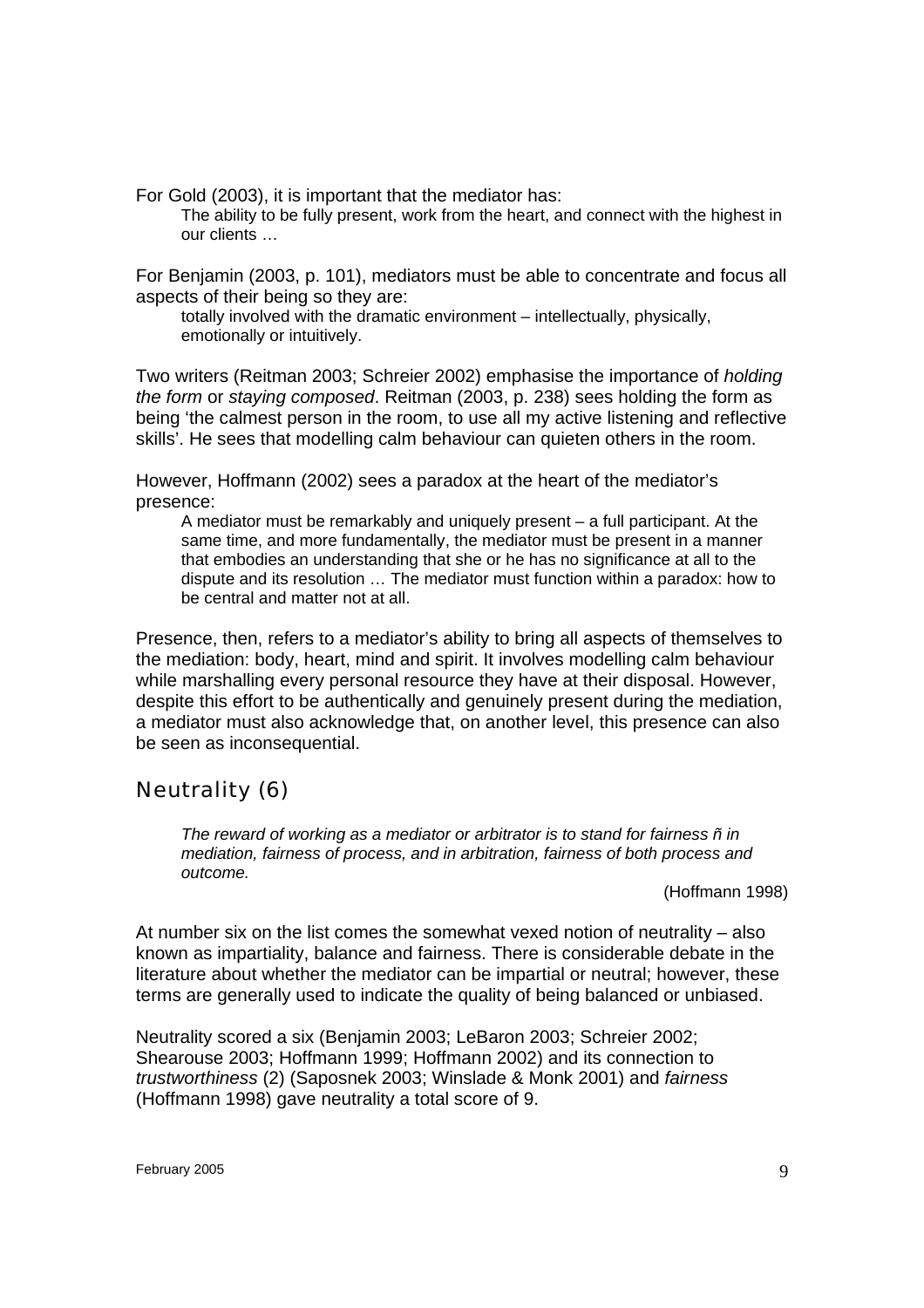For Gold (2003), it is important that the mediator has:

> The ability to be fully present, work from the heart, and connect with the highest in our clients …

For Benjamin (2003, p. 101), mediators must be able to concentrate and focus all aspects of their being so they are:

> totally involved with the dramatic environment – intellectually, physically, emotionally or intuitively.

Two writers (Reitman 2003; Schreier 2002) emphasise the importance of *holding the form* or *staying composed*. Reitman (2003, p. 238) sees holding the form as being 'the calmest person in the room, to use all my active listening and reflective skills'. He sees that modelling calm behaviour can quieten others in the room.

However, Hoffmann (2002) sees a paradox at the heart of the mediator's presence:

> A mediator must be remarkably and uniquely present – a full participant. At the same time, and more fundamentally, the mediator must be present in a manner that embodies an understanding that she or he has no significance at all to the dispute and its resolution … The mediator must function within a paradox: how to be central and matter not at all.

Presence, then, refers to a mediator's ability to bring all aspects of themselves to the mediation: body, heart, mind and spirit. It involves modelling calm behaviour while marshalling every personal resource they have at their disposal. However, despite this effort to be authentically and genuinely present during the mediation, a mediator must also acknowledge that, on another level, this presence can also be seen as inconsequential.

## Neutrality (6)

> *The reward of working as a mediator or arbitrator is to stand for fairness ñ in mediation, fairness of process, and in arbitration, fairness of both process and outcome.*
>
> (Hoffmann 1998)

At number six on the list comes the somewhat vexed notion of neutrality – also known as impartiality, balance and fairness. There is considerable debate in the literature about whether the mediator can be impartial or neutral; however, these terms are generally used to indicate the quality of being balanced or unbiased.

Neutrality scored a six (Benjamin 2003; LeBaron 2003; Schreier 2002; Shearouse 2003; Hoffmann 1999; Hoffmann 2002) and its connection to *trustworthiness* (2) (Saposnek 2003; Winslade & Monk 2001) and *fairness* (Hoffmann 1998) gave neutrality a total score of 9.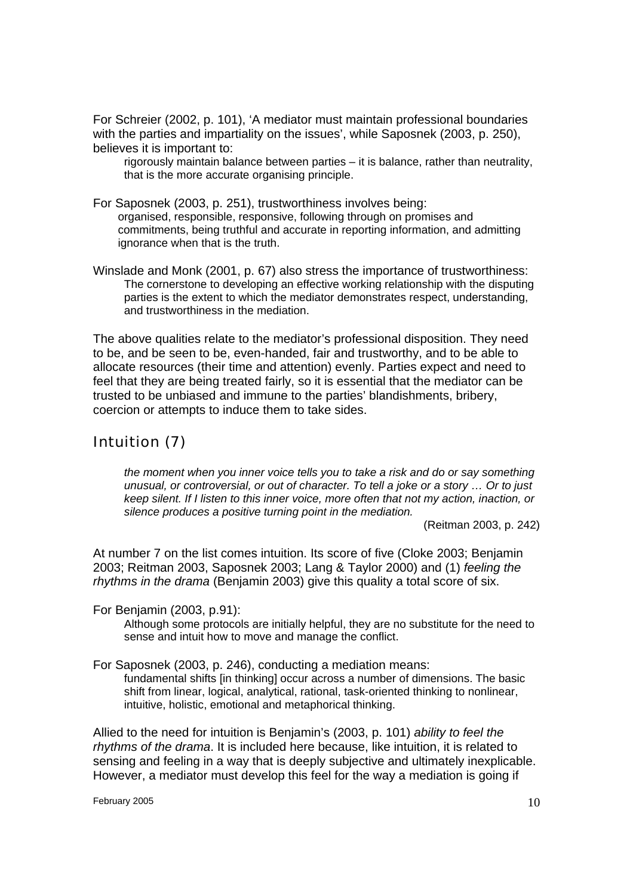For Schreier (2002, p. 101), 'A mediator must maintain professional boundaries with the parties and impartiality on the issues', while Saposnek (2003, p. 250), believes it is important to:

> rigorously maintain balance between parties – it is balance, rather than neutrality, that is the more accurate organising principle.

For Saposnek (2003, p. 251), trustworthiness involves being:

> organised, responsible, responsive, following through on promises and commitments, being truthful and accurate in reporting information, and admitting ignorance when that is the truth.

Winslade and Monk (2001, p. 67) also stress the importance of trustworthiness:

> The cornerstone to developing an effective working relationship with the disputing parties is the extent to which the mediator demonstrates respect, understanding, and trustworthiness in the mediation.

The above qualities relate to the mediator's professional disposition. They need to be, and be seen to be, even-handed, fair and trustworthy, and to be able to allocate resources (their time and attention) evenly. Parties expect and need to feel that they are being treated fairly, so it is essential that the mediator can be trusted to be unbiased and immune to the parties' blandishments, bribery, coercion or attempts to induce them to take sides.

## Intuition (7)

> *the moment when you inner voice tells you to take a risk and do or say something unusual, or controversial, or out of character. To tell a joke or a story … Or to just keep silent. If I listen to this inner voice, more often that not my action, inaction, or silence produces a positive turning point in the mediation.*
>
> (Reitman 2003, p. 242)

At number 7 on the list comes intuition. Its score of five (Cloke 2003; Benjamin 2003; Reitman 2003, Saposnek 2003; Lang & Taylor 2000) and (1) *feeling the rhythms in the drama* (Benjamin 2003) give this quality a total score of six.

For Benjamin (2003, p.91):

> Although some protocols are initially helpful, they are no substitute for the need to sense and intuit how to move and manage the conflict.

For Saposnek (2003, p. 246), conducting a mediation means:

> fundamental shifts [in thinking] occur across a number of dimensions. The basic shift from linear, logical, analytical, rational, task-oriented thinking to nonlinear, intuitive, holistic, emotional and metaphorical thinking.

Allied to the need for intuition is Benjamin's (2003, p. 101) *ability to feel the rhythms of the drama*. It is included here because, like intuition, it is related to sensing and feeling in a way that is deeply subjective and ultimately inexplicable. However, a mediator must develop this feel for the way a mediation is going if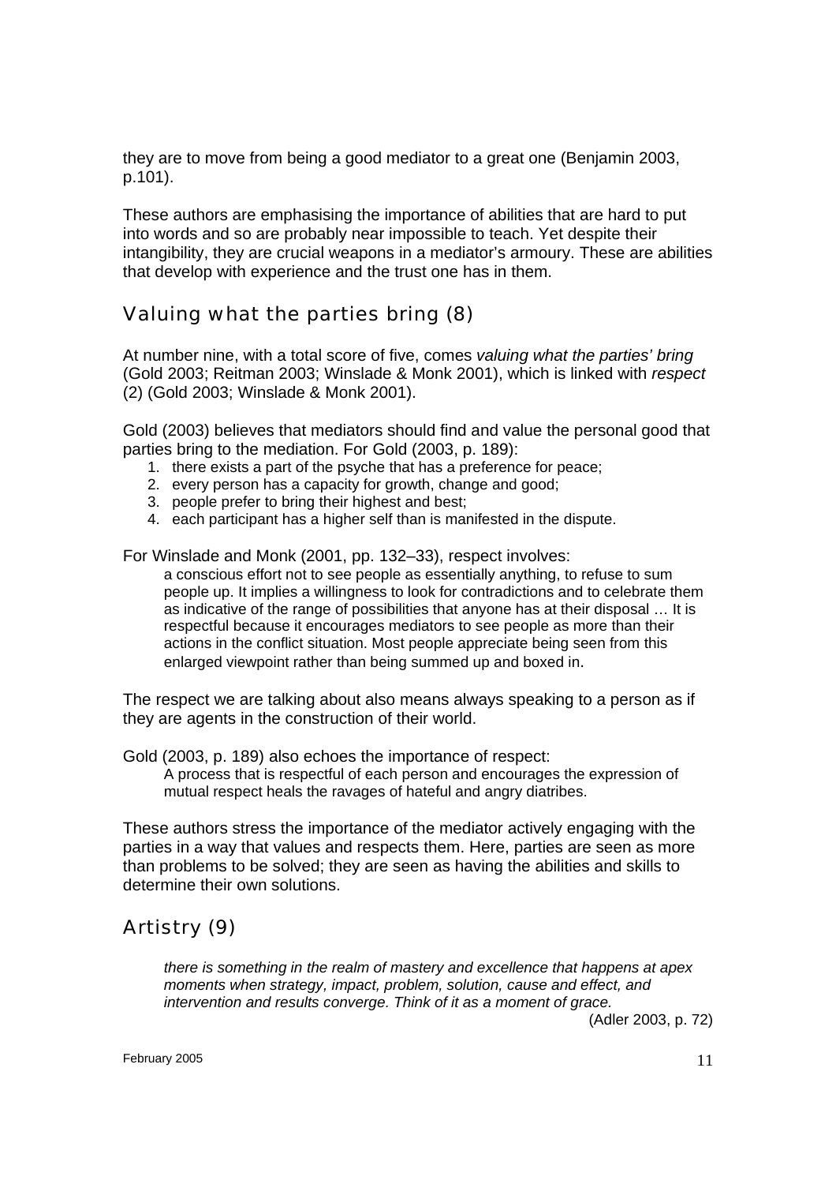they are to move from being a good mediator to a great one (Benjamin 2003, p.101).

These authors are emphasising the importance of abilities that are hard to put into words and so are probably near impossible to teach. Yet despite their intangibility, they are crucial weapons in a mediator's armoury. These are abilities that develop with experience and the trust one has in them.

## Valuing what the parties bring (8)

At number nine, with a total score of five, comes *valuing what the parties' bring* (Gold 2003; Reitman 2003; Winslade & Monk 2001), which is linked with *respect* (2) (Gold 2003; Winslade & Monk 2001).

Gold (2003) believes that mediators should find and value the personal good that parties bring to the mediation. For Gold (2003, p. 189):

1. there exists a part of the psyche that has a preference for peace;
2. every person has a capacity for growth, change and good;
3. people prefer to bring their highest and best;
4. each participant has a higher self than is manifested in the dispute.

For Winslade and Monk (2001, pp. 132–33), respect involves:

> a conscious effort not to see people as essentially anything, to refuse to sum people up. It implies a willingness to look for contradictions and to celebrate them as indicative of the range of possibilities that anyone has at their disposal … It is respectful because it encourages mediators to see people as more than their actions in the conflict situation. Most people appreciate being seen from this enlarged viewpoint rather than being summed up and boxed in.

The respect we are talking about also means always speaking to a person as if they are agents in the construction of their world.

Gold (2003, p. 189) also echoes the importance of respect:

> A process that is respectful of each person and encourages the expression of mutual respect heals the ravages of hateful and angry diatribes.

These authors stress the importance of the mediator actively engaging with the parties in a way that values and respects them. Here, parties are seen as more than problems to be solved; they are seen as having the abilities and skills to determine their own solutions.

## Artistry (9)

> *there is something in the realm of mastery and excellence that happens at apex moments when strategy, impact, problem, solution, cause and effect, and intervention and results converge. Think of it as a moment of grace.*
>
> (Adler 2003, p. 72)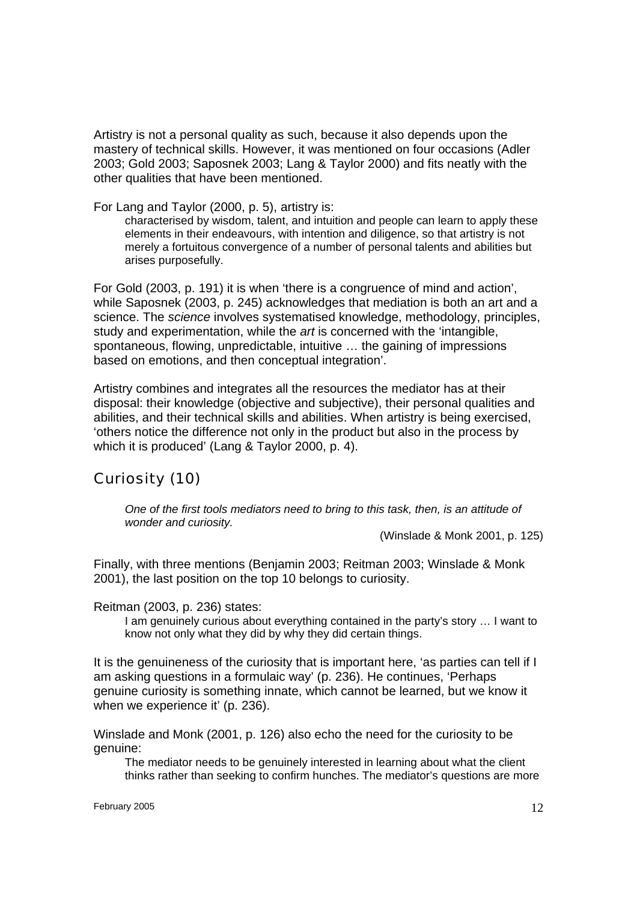Artistry is not a personal quality as such, because it also depends upon the mastery of technical skills. However, it was mentioned on four occasions (Adler 2003; Gold 2003; Saposnek 2003; Lang & Taylor 2000) and fits neatly with the other qualities that have been mentioned.

For Lang and Taylor (2000, p. 5), artistry is:

> characterised by wisdom, talent, and intuition and people can learn to apply these elements in their endeavours, with intention and diligence, so that artistry is not merely a fortuitous convergence of a number of personal talents and abilities but arises purposefully.

For Gold (2003, p. 191) it is when 'there is a congruence of mind and action', while Saposnek (2003, p. 245) acknowledges that mediation is both an art and a science. The *science* involves systematised knowledge, methodology, principles, study and experimentation, while the *art* is concerned with the 'intangible, spontaneous, flowing, unpredictable, intuitive … the gaining of impressions based on emotions, and then conceptual integration'.

Artistry combines and integrates all the resources the mediator has at their disposal: their knowledge (objective and subjective), their personal qualities and abilities, and their technical skills and abilities. When artistry is being exercised, 'others notice the difference not only in the product but also in the process by which it is produced' (Lang & Taylor 2000, p. 4).

## Curiosity (10)

> *One of the first tools mediators need to bring to this task, then, is an attitude of wonder and curiosity.*
>
> (Winslade & Monk 2001, p. 125)

Finally, with three mentions (Benjamin 2003; Reitman 2003; Winslade & Monk 2001), the last position on the top 10 belongs to curiosity.

Reitman (2003, p. 236) states:

> I am genuinely curious about everything contained in the party's story … I want to know not only what they did by why they did certain things.

It is the genuineness of the curiosity that is important here, 'as parties can tell if I am asking questions in a formulaic way' (p. 236). He continues, 'Perhaps genuine curiosity is something innate, which cannot be learned, but we know it when we experience it' (p. 236).

Winslade and Monk (2001, p. 126) also echo the need for the curiosity to be genuine:

> The mediator needs to be genuinely interested in learning about what the client thinks rather than seeking to confirm hunches. The mediator's questions are more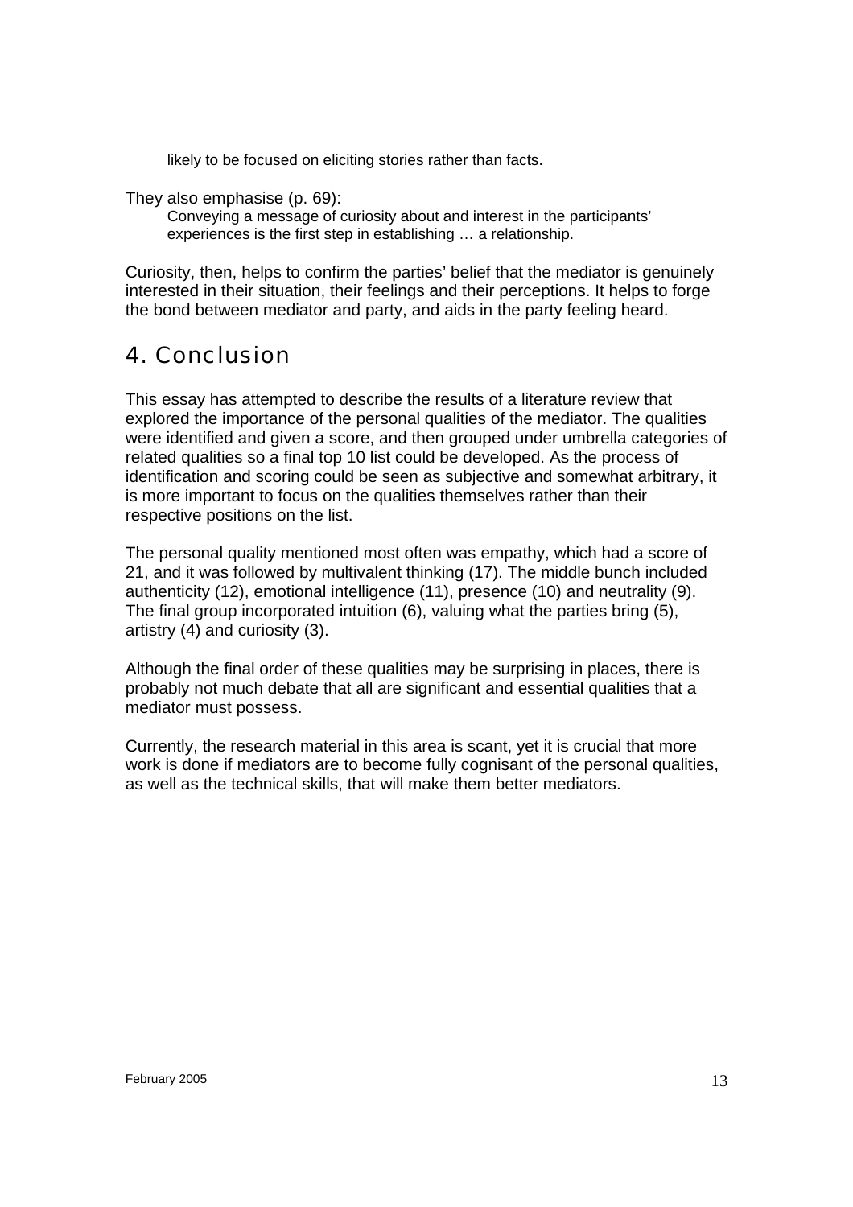> likely to be focused on eliciting stories rather than facts.

They also emphasise (p. 69):

> Conveying a message of curiosity about and interest in the participants' experiences is the first step in establishing … a relationship.

Curiosity, then, helps to confirm the parties' belief that the mediator is genuinely interested in their situation, their feelings and their perceptions. It helps to forge the bond between mediator and party, and aids in the party feeling heard.

## 4. Conclusion

This essay has attempted to describe the results of a literature review that explored the importance of the personal qualities of the mediator. The qualities were identified and given a score, and then grouped under umbrella categories of related qualities so a final top 10 list could be developed. As the process of identification and scoring could be seen as subjective and somewhat arbitrary, it is more important to focus on the qualities themselves rather than their respective positions on the list.

The personal quality mentioned most often was empathy, which had a score of 21, and it was followed by multivalent thinking (17). The middle bunch included authenticity (12), emotional intelligence (11), presence (10) and neutrality (9). The final group incorporated intuition (6), valuing what the parties bring (5), artistry (4) and curiosity (3).

Although the final order of these qualities may be surprising in places, there is probably not much debate that all are significant and essential qualities that a mediator must possess.

Currently, the research material in this area is scant, yet it is crucial that more work is done if mediators are to become fully cognisant of the personal qualities, as well as the technical skills, that will make them better mediators.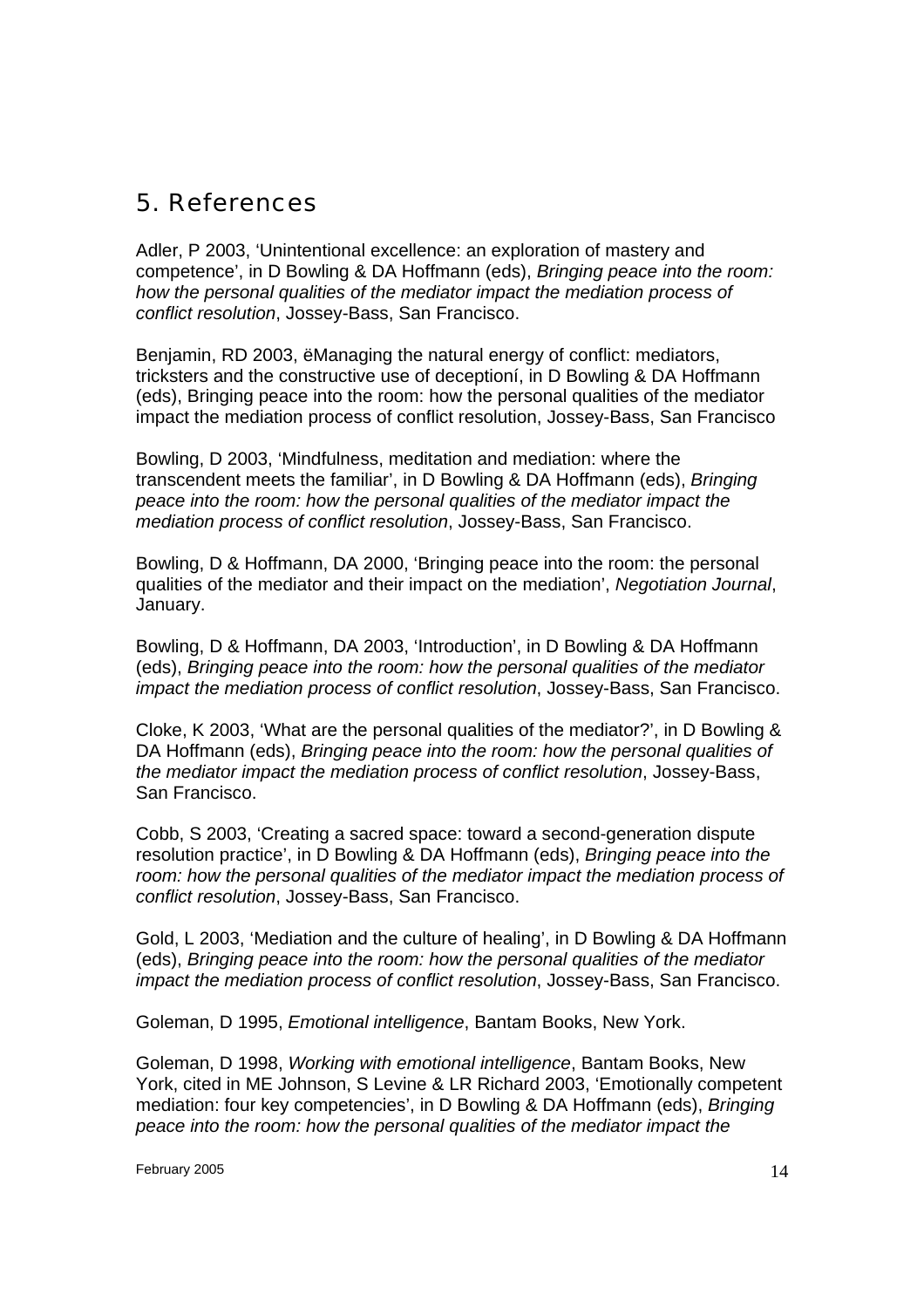## 5. References

Adler, P 2003, ‘Unintentional excellence: an exploration of mastery and competence’, in D Bowling & DA Hoffmann (eds), *Bringing peace into the room: how the personal qualities of the mediator impact the mediation process of conflict resolution*, Jossey-Bass, San Francisco.

Benjamin, RD 2003, ëManaging the natural energy of conflict: mediators, tricksters and the constructive use of deceptioní, in D Bowling & DA Hoffmann (eds), Bringing peace into the room: how the personal qualities of the mediator impact the mediation process of conflict resolution, Jossey-Bass, San Francisco

Bowling, D 2003, ‘Mindfulness, meditation and mediation: where the transcendent meets the familiar’, in D Bowling & DA Hoffmann (eds), *Bringing peace into the room: how the personal qualities of the mediator impact the mediation process of conflict resolution*, Jossey-Bass, San Francisco.

Bowling, D & Hoffmann, DA 2000, ‘Bringing peace into the room: the personal qualities of the mediator and their impact on the mediation’, *Negotiation Journal*, January.

Bowling, D & Hoffmann, DA 2003, ‘Introduction’, in D Bowling & DA Hoffmann (eds), *Bringing peace into the room: how the personal qualities of the mediator impact the mediation process of conflict resolution*, Jossey-Bass, San Francisco.

Cloke, K 2003, ‘What are the personal qualities of the mediator?’, in D Bowling & DA Hoffmann (eds), *Bringing peace into the room: how the personal qualities of the mediator impact the mediation process of conflict resolution*, Jossey-Bass, San Francisco.

Cobb, S 2003, ‘Creating a sacred space: toward a second-generation dispute resolution practice’, in D Bowling & DA Hoffmann (eds), *Bringing peace into the room: how the personal qualities of the mediator impact the mediation process of conflict resolution*, Jossey-Bass, San Francisco.

Gold, L 2003, ‘Mediation and the culture of healing’, in D Bowling & DA Hoffmann (eds), *Bringing peace into the room: how the personal qualities of the mediator impact the mediation process of conflict resolution*, Jossey-Bass, San Francisco.

Goleman, D 1995, *Emotional intelligence*, Bantam Books, New York.

Goleman, D 1998, *Working with emotional intelligence*, Bantam Books, New York, cited in ME Johnson, S Levine & LR Richard 2003, ‘Emotionally competent mediation: four key competencies’, in D Bowling & DA Hoffmann (eds), *Bringing peace into the room: how the personal qualities of the mediator impact the*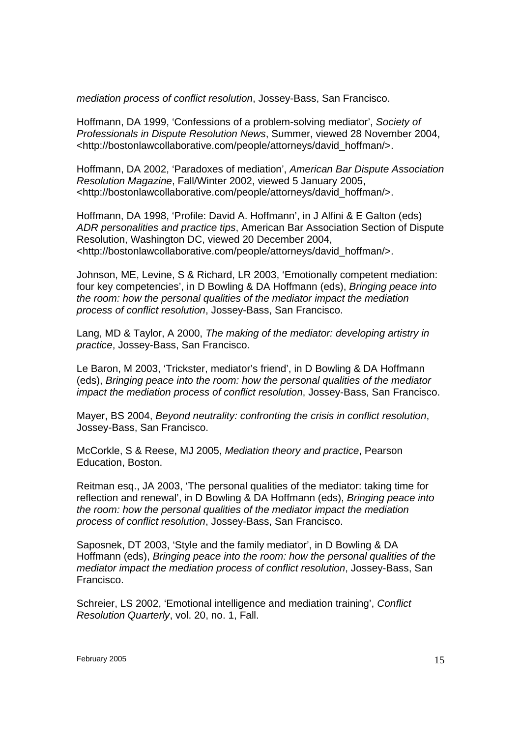*mediation process of conflict resolution*, Jossey-Bass, San Francisco.

Hoffmann, DA 1999, 'Confessions of a problem-solving mediator', *Society of Professionals in Dispute Resolution News*, Summer, viewed 28 November 2004, <http://bostonlawcollaborative.com/people/attorneys/david_hoffman/>.

Hoffmann, DA 2002, 'Paradoxes of mediation', *American Bar Dispute Association Resolution Magazine*, Fall/Winter 2002, viewed 5 January 2005, <http://bostonlawcollaborative.com/people/attorneys/david_hoffman/>.

Hoffmann, DA 1998, 'Profile: David A. Hoffmann', in J Alfini & E Galton (eds) *ADR personalities and practice tips*, American Bar Association Section of Dispute Resolution, Washington DC, viewed 20 December 2004, <http://bostonlawcollaborative.com/people/attorneys/david_hoffman/>.

Johnson, ME, Levine, S & Richard, LR 2003, 'Emotionally competent mediation: four key competencies', in D Bowling & DA Hoffmann (eds), *Bringing peace into the room: how the personal qualities of the mediator impact the mediation process of conflict resolution*, Jossey-Bass, San Francisco.

Lang, MD & Taylor, A 2000, *The making of the mediator: developing artistry in practice*, Jossey-Bass, San Francisco.

Le Baron, M 2003, 'Trickster, mediator's friend', in D Bowling & DA Hoffmann (eds), *Bringing peace into the room: how the personal qualities of the mediator impact the mediation process of conflict resolution*, Jossey-Bass, San Francisco.

Mayer, BS 2004, *Beyond neutrality: confronting the crisis in conflict resolution*, Jossey-Bass, San Francisco.

McCorkle, S & Reese, MJ 2005, *Mediation theory and practice*, Pearson Education, Boston.

Reitman esq., JA 2003, 'The personal qualities of the mediator: taking time for reflection and renewal', in D Bowling & DA Hoffmann (eds), *Bringing peace into the room: how the personal qualities of the mediator impact the mediation process of conflict resolution*, Jossey-Bass, San Francisco.

Saposnek, DT 2003, 'Style and the family mediator', in D Bowling & DA Hoffmann (eds), *Bringing peace into the room: how the personal qualities of the mediator impact the mediation process of conflict resolution*, Jossey-Bass, San Francisco.

Schreier, LS 2002, 'Emotional intelligence and mediation training', *Conflict Resolution Quarterly*, vol. 20, no. 1, Fall.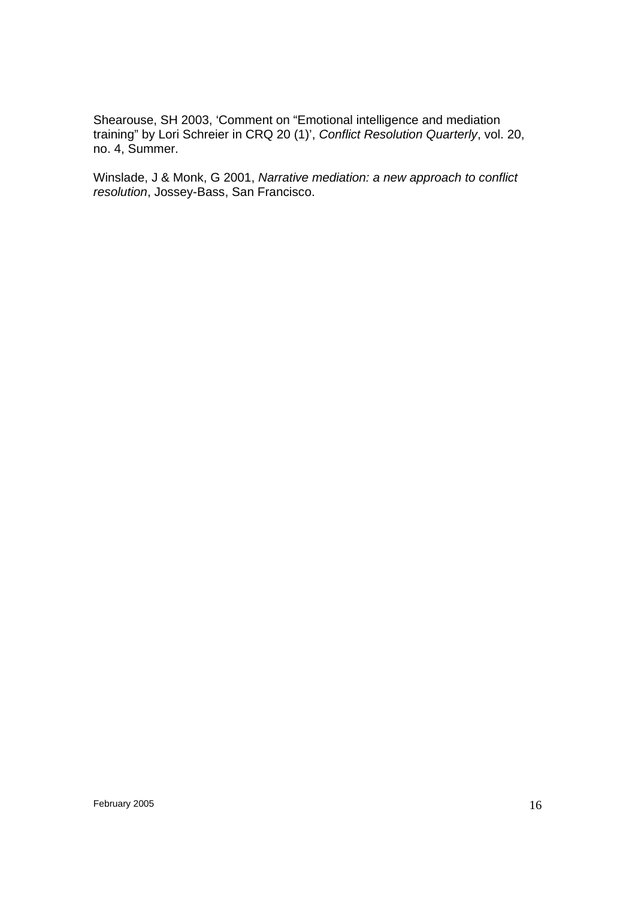Shearouse, SH 2003, ‘Comment on “Emotional intelligence and mediation training” by Lori Schreier in CRQ 20 (1)’, *Conflict Resolution Quarterly*, vol. 20, no. 4, Summer.

Winslade, J & Monk, G 2001, *Narrative mediation: a new approach to conflict resolution*, Jossey-Bass, San Francisco.